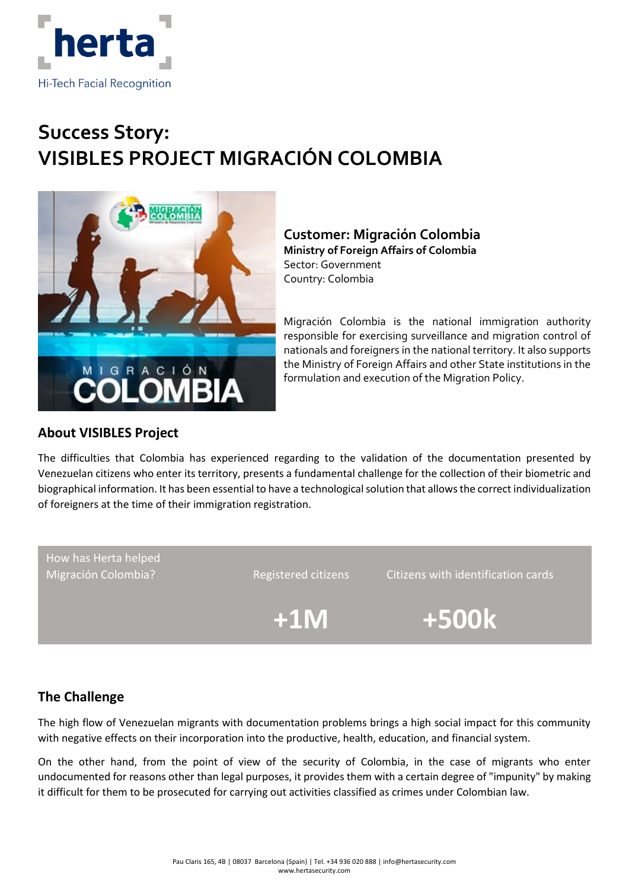herta

Hi-Tech Facial Recognition

# Success Story: VISIBLES PROJECT MIGRACIÓN COLOMBIA

## Customer: Migración Colombia

**Ministry of Foreign Affairs of Colombia**
Sector: Government
Country: Colombia

Migración Colombia is the national immigration authority responsible for exercising surveillance and migration control of nationals and foreigners in the national territory. It also supports the Ministry of Foreign Affairs and other State institutions in the formulation and execution of the Migration Policy.

## About VISIBLES Project

The difficulties that Colombia has experienced regarding to the validation of the documentation presented by Venezuelan citizens who enter its territory, presents a fundamental challenge for the collection of their biometric and biographical information. It has been essential to have a technological solution that allows the correct individualization of foreigners at the time of their immigration registration.

| How has Herta helped Migración Colombia? | Registered citizens | Citizens with identification cards |
|---|---|---|
| | **+1M** | **+500k** |

## The Challenge

The high flow of Venezuelan migrants with documentation problems brings a high social impact for this community with negative effects on their incorporation into the productive, health, education, and financial system.

On the other hand, from the point of view of the security of Colombia, in the case of migrants who enter undocumented for reasons other than legal purposes, it provides them with a certain degree of "impunity" by making it difficult for them to be prosecuted for carrying out activities classified as crimes under Colombian law.

Pau Claris 165, 4B | 08037 Barcelona (Spain) | Tel. +34 936 020 888 | info@hertasecurity.com
www.hertasecurity.com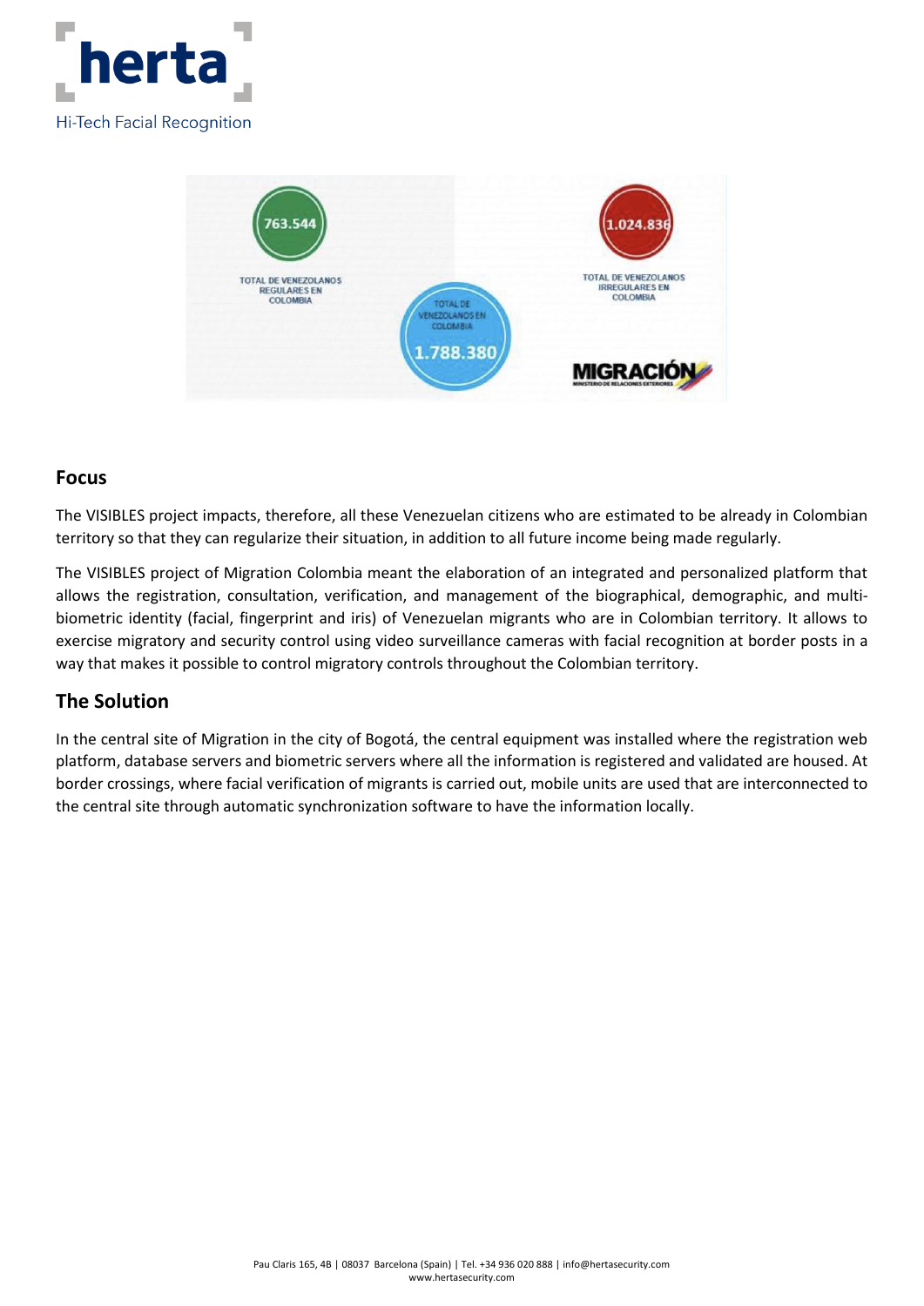## Focus

The VISIBLES project impacts, therefore, all these Venezuelan citizens who are estimated to be already in Colombian territory so that they can regularize their situation, in addition to all future income being made regularly.

The VISIBLES project of Migration Colombia meant the elaboration of an integrated and personalized platform that allows the registration, consultation, verification, and management of the biographical, demographic, and multi-biometric identity (facial, fingerprint and iris) of Venezuelan migrants who are in Colombian territory. It allows to exercise migratory and security control using video surveillance cameras with facial recognition at border posts in a way that makes it possible to control migratory controls throughout the Colombian territory.

## The Solution

In the central site of Migration in the city of Bogotá, the central equipment was installed where the registration web platform, database servers and biometric servers where all the information is registered and validated are housed. At border crossings, where facial verification of migrants is carried out, mobile units are used that are interconnected to the central site through automatic synchronization software to have the information locally.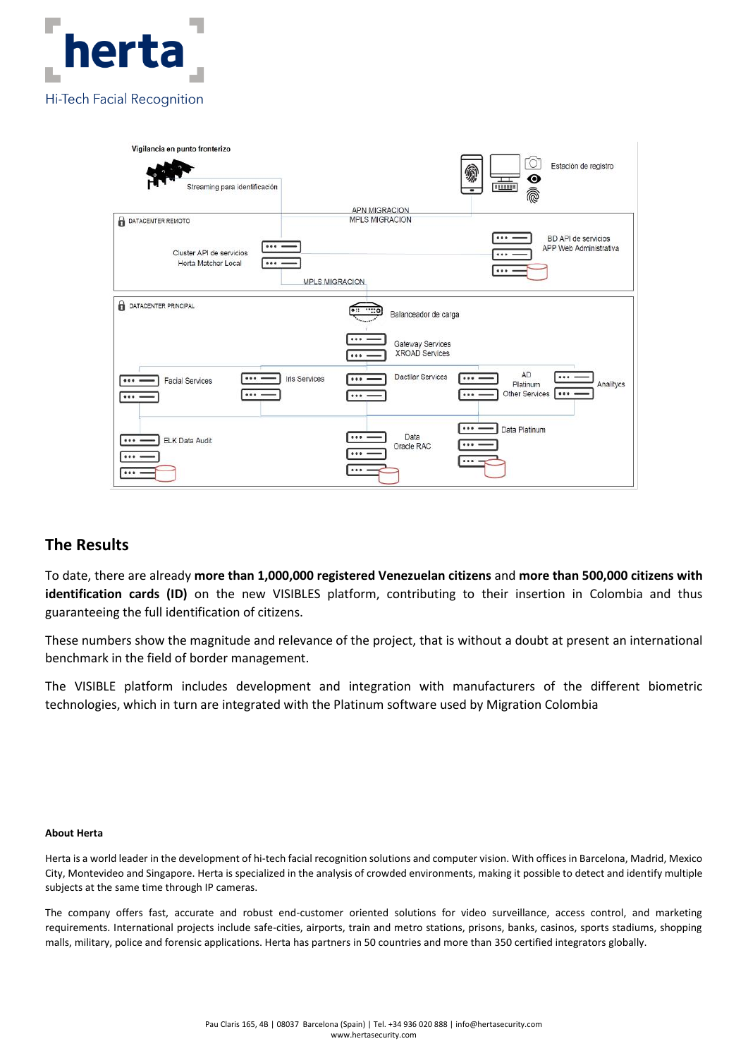![herta Hi-Tech Facial Recognition]

Vigilancia en punto fronterizo

Streaming para identificación

Estación de registro

APN MIGRACION
MPLS MIGRACION

DATACENTER REMOTO

Cluster API de servicios
Herta Matcher Local

BD API de servicios
APP Web Administrativa

MPLS MIGRACION

DATACENTER PRINCIPAL

Balanceador de carga

Gateway Services
XROAD Services

Facial Services

Iris Services

Dactilar Services

AD
Platinum
Other Services

Analitycs

ELK Data Audit

Data
Oracle RAC

Data Platinum

## The Results

To date, there are already **more than 1,000,000 registered Venezuelan citizens** and **more than 500,000 citizens with identification cards (ID)** on the new VISIBLES platform, contributing to their insertion in Colombia and thus guaranteeing the full identification of citizens.

These numbers show the magnitude and relevance of the project, that is without a doubt at present an international benchmark in the field of border management.

The VISIBLE platform includes development and integration with manufacturers of the different biometric technologies, which in turn are integrated with the Platinum software used by Migration Colombia

**About Herta**

Herta is a world leader in the development of hi-tech facial recognition solutions and computer vision. With offices in Barcelona, Madrid, Mexico City, Montevideo and Singapore. Herta is specialized in the analysis of crowded environments, making it possible to detect and identify multiple subjects at the same time through IP cameras.

The company offers fast, accurate and robust end-customer oriented solutions for video surveillance, access control, and marketing requirements. International projects include safe-cities, airports, train and metro stations, prisons, banks, casinos, sports stadiums, shopping malls, military, police and forensic applications. Herta has partners in 50 countries and more than 350 certified integrators globally.